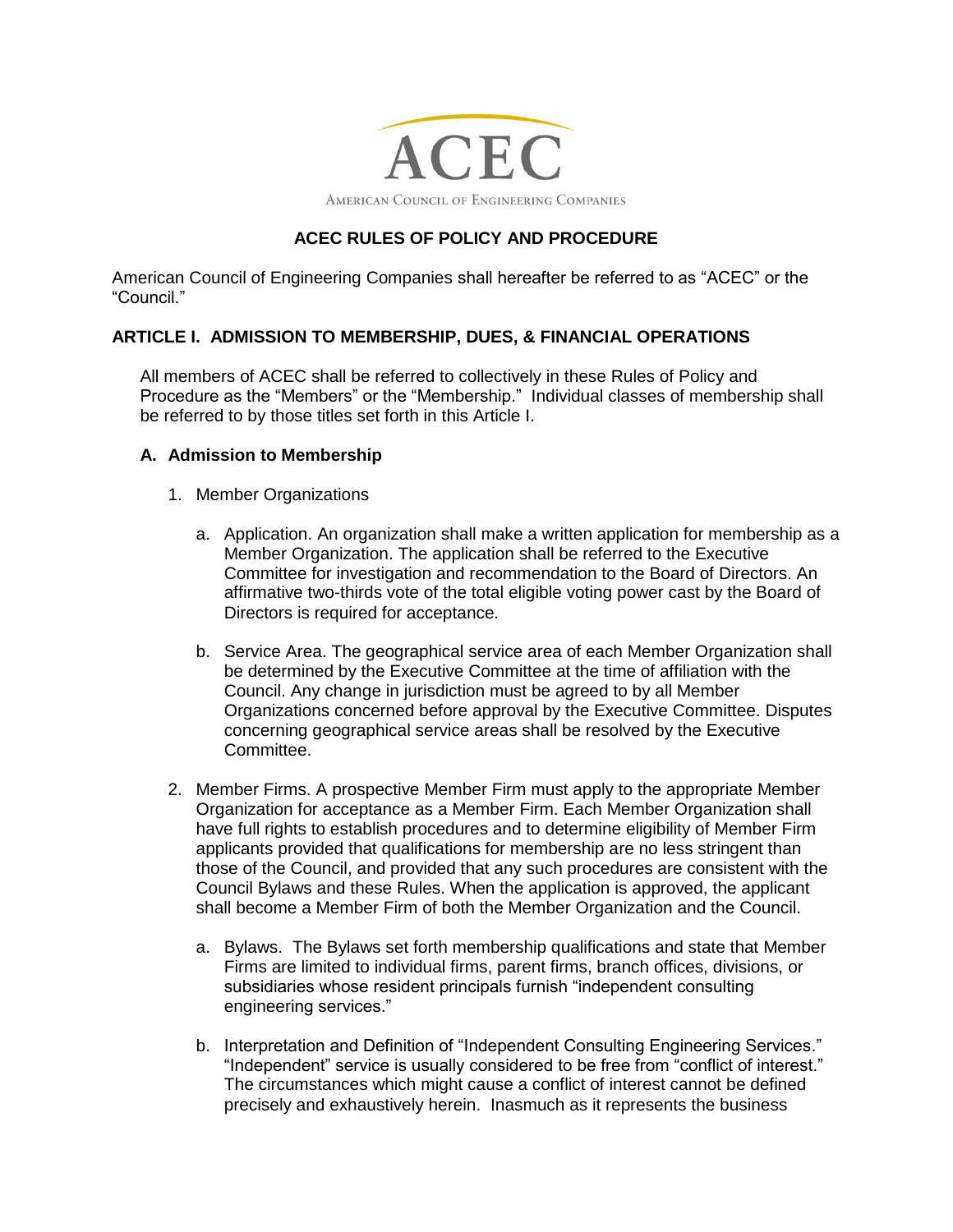ACEC

AMERICAN COUNCIL OF ENGINEERING COMPANIES

# ACEC RULES OF POLICY AND PROCEDURE

American Council of Engineering Companies shall hereafter be referred to as "ACEC" or the "Council."

## ARTICLE I. ADMISSION TO MEMBERSHIP, DUES, & FINANCIAL OPERATIONS

All members of ACEC shall be referred to collectively in these Rules of Policy and Procedure as the "Members" or the "Membership." Individual classes of membership shall be referred to by those titles set forth in this Article I.

### A. Admission to Membership

1. Member Organizations

   a. Application. An organization shall make a written application for membership as a Member Organization. The application shall be referred to the Executive Committee for investigation and recommendation to the Board of Directors. An affirmative two-thirds vote of the total eligible voting power cast by the Board of Directors is required for acceptance.

   b. Service Area. The geographical service area of each Member Organization shall be determined by the Executive Committee at the time of affiliation with the Council. Any change in jurisdiction must be agreed to by all Member Organizations concerned before approval by the Executive Committee. Disputes concerning geographical service areas shall be resolved by the Executive Committee.

2. Member Firms. A prospective Member Firm must apply to the appropriate Member Organization for acceptance as a Member Firm. Each Member Organization shall have full rights to establish procedures and to determine eligibility of Member Firm applicants provided that qualifications for membership are no less stringent than those of the Council, and provided that any such procedures are consistent with the Council Bylaws and these Rules. When the application is approved, the applicant shall become a Member Firm of both the Member Organization and the Council.

   a. Bylaws. The Bylaws set forth membership qualifications and state that Member Firms are limited to individual firms, parent firms, branch offices, divisions, or subsidiaries whose resident principals furnish "independent consulting engineering services."

   b. Interpretation and Definition of "Independent Consulting Engineering Services." "Independent" service is usually considered to be free from "conflict of interest." The circumstances which might cause a conflict of interest cannot be defined precisely and exhaustively herein. Inasmuch as it represents the business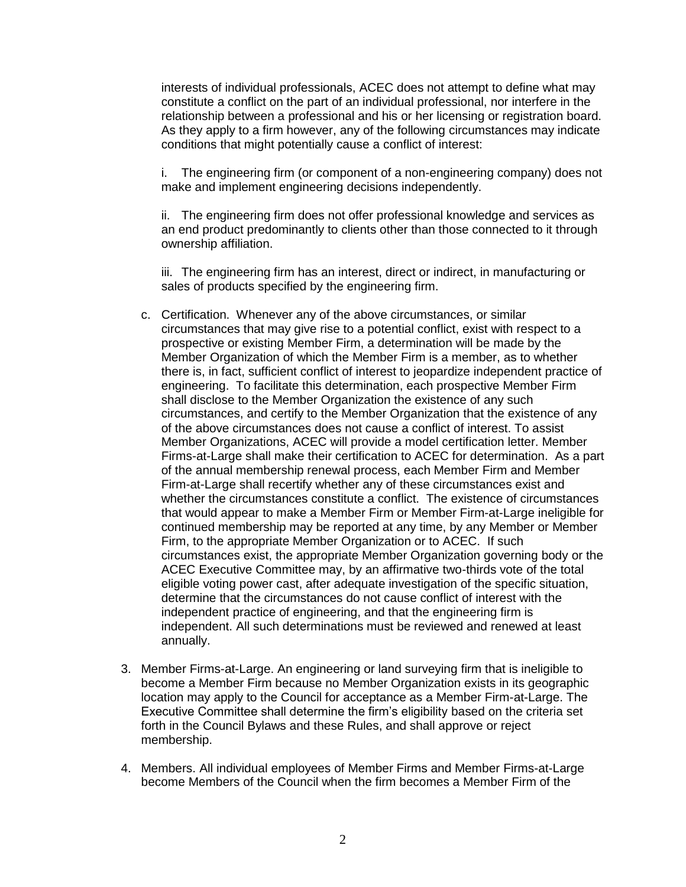interests of individual professionals, ACEC does not attempt to define what may constitute a conflict on the part of an individual professional, nor interfere in the relationship between a professional and his or her licensing or registration board. As they apply to a firm however, any of the following circumstances may indicate conditions that might potentially cause a conflict of interest:

i. The engineering firm (or component of a non-engineering company) does not make and implement engineering decisions independently.

ii. The engineering firm does not offer professional knowledge and services as an end product predominantly to clients other than those connected to it through ownership affiliation.

iii. The engineering firm has an interest, direct or indirect, in manufacturing or sales of products specified by the engineering firm.

c. Certification. Whenever any of the above circumstances, or similar circumstances that may give rise to a potential conflict, exist with respect to a prospective or existing Member Firm, a determination will be made by the Member Organization of which the Member Firm is a member, as to whether there is, in fact, sufficient conflict of interest to jeopardize independent practice of engineering. To facilitate this determination, each prospective Member Firm shall disclose to the Member Organization the existence of any such circumstances, and certify to the Member Organization that the existence of any of the above circumstances does not cause a conflict of interest. To assist Member Organizations, ACEC will provide a model certification letter. Member Firms-at-Large shall make their certification to ACEC for determination. As a part of the annual membership renewal process, each Member Firm and Member Firm-at-Large shall recertify whether any of these circumstances exist and whether the circumstances constitute a conflict. The existence of circumstances that would appear to make a Member Firm or Member Firm-at-Large ineligible for continued membership may be reported at any time, by any Member or Member Firm, to the appropriate Member Organization or to ACEC. If such circumstances exist, the appropriate Member Organization governing body or the ACEC Executive Committee may, by an affirmative two-thirds vote of the total eligible voting power cast, after adequate investigation of the specific situation, determine that the circumstances do not cause conflict of interest with the independent practice of engineering, and that the engineering firm is independent. All such determinations must be reviewed and renewed at least annually.

3. Member Firms-at-Large. An engineering or land surveying firm that is ineligible to become a Member Firm because no Member Organization exists in its geographic location may apply to the Council for acceptance as a Member Firm-at-Large. The Executive Committee shall determine the firm's eligibility based on the criteria set forth in the Council Bylaws and these Rules, and shall approve or reject membership.

4. Members. All individual employees of Member Firms and Member Firms-at-Large become Members of the Council when the firm becomes a Member Firm of the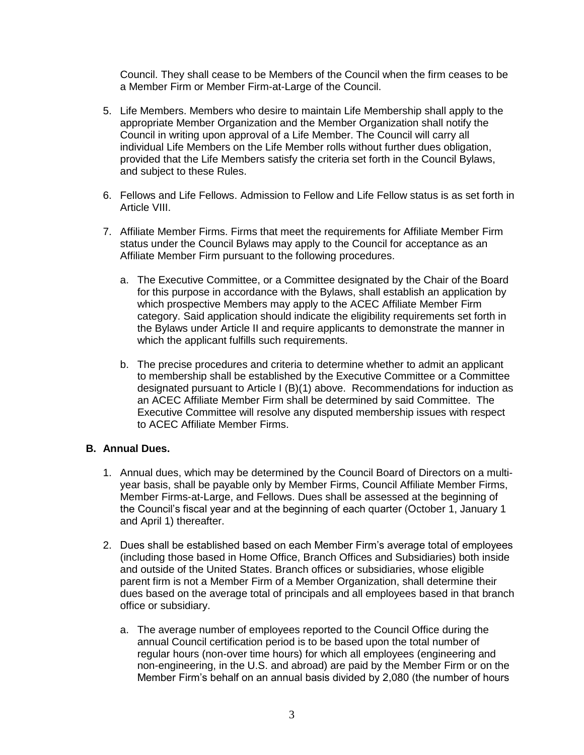Council. They shall cease to be Members of the Council when the firm ceases to be a Member Firm or Member Firm-at-Large of the Council.

5. Life Members. Members who desire to maintain Life Membership shall apply to the appropriate Member Organization and the Member Organization shall notify the Council in writing upon approval of a Life Member. The Council will carry all individual Life Members on the Life Member rolls without further dues obligation, provided that the Life Members satisfy the criteria set forth in the Council Bylaws, and subject to these Rules.

6. Fellows and Life Fellows. Admission to Fellow and Life Fellow status is as set forth in Article VIII.

7. Affiliate Member Firms. Firms that meet the requirements for Affiliate Member Firm status under the Council Bylaws may apply to the Council for acceptance as an Affiliate Member Firm pursuant to the following procedures.

   a. The Executive Committee, or a Committee designated by the Chair of the Board for this purpose in accordance with the Bylaws, shall establish an application by which prospective Members may apply to the ACEC Affiliate Member Firm category. Said application should indicate the eligibility requirements set forth in the Bylaws under Article II and require applicants to demonstrate the manner in which the applicant fulfills such requirements.

   b. The precise procedures and criteria to determine whether to admit an applicant to membership shall be established by the Executive Committee or a Committee designated pursuant to Article I (B)(1) above. Recommendations for induction as an ACEC Affiliate Member Firm shall be determined by said Committee. The Executive Committee will resolve any disputed membership issues with respect to ACEC Affiliate Member Firms.

**B. Annual Dues.**

1. Annual dues, which may be determined by the Council Board of Directors on a multi-year basis, shall be payable only by Member Firms, Council Affiliate Member Firms, Member Firms-at-Large, and Fellows. Dues shall be assessed at the beginning of the Council's fiscal year and at the beginning of each quarter (October 1, January 1 and April 1) thereafter.

2. Dues shall be established based on each Member Firm's average total of employees (including those based in Home Office, Branch Offices and Subsidiaries) both inside and outside of the United States. Branch offices or subsidiaries, whose eligible parent firm is not a Member Firm of a Member Organization, shall determine their dues based on the average total of principals and all employees based in that branch office or subsidiary.

   a. The average number of employees reported to the Council Office during the annual Council certification period is to be based upon the total number of regular hours (non-over time hours) for which all employees (engineering and non-engineering, in the U.S. and abroad) are paid by the Member Firm or on the Member Firm's behalf on an annual basis divided by 2,080 (the number of hours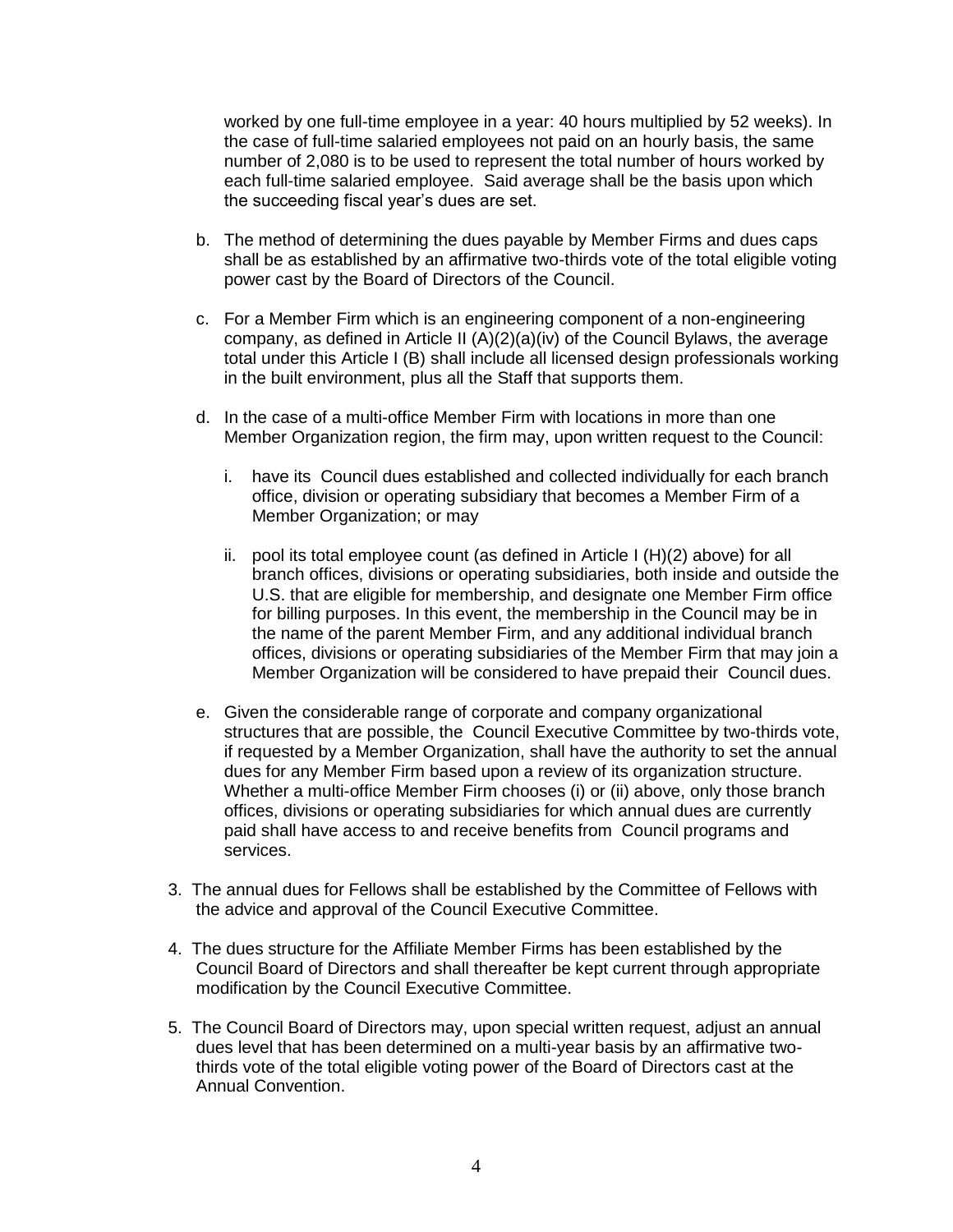worked by one full-time employee in a year: 40 hours multiplied by 52 weeks). In the case of full-time salaried employees not paid on an hourly basis, the same number of 2,080 is to be used to represent the total number of hours worked by each full-time salaried employee. Said average shall be the basis upon which the succeeding fiscal year's dues are set.

b. The method of determining the dues payable by Member Firms and dues caps shall be as established by an affirmative two-thirds vote of the total eligible voting power cast by the Board of Directors of the Council.

c. For a Member Firm which is an engineering component of a non-engineering company, as defined in Article II (A)(2)(a)(iv) of the Council Bylaws, the average total under this Article I (B) shall include all licensed design professionals working in the built environment, plus all the Staff that supports them.

d. In the case of a multi-office Member Firm with locations in more than one Member Organization region, the firm may, upon written request to the Council:

   i. have its Council dues established and collected individually for each branch office, division or operating subsidiary that becomes a Member Firm of a Member Organization; or may

   ii. pool its total employee count (as defined in Article I (H)(2) above) for all branch offices, divisions or operating subsidiaries, both inside and outside the U.S. that are eligible for membership, and designate one Member Firm office for billing purposes. In this event, the membership in the Council may be in the name of the parent Member Firm, and any additional individual branch offices, divisions or operating subsidiaries of the Member Firm that may join a Member Organization will be considered to have prepaid their Council dues.

e. Given the considerable range of corporate and company organizational structures that are possible, the Council Executive Committee by two-thirds vote, if requested by a Member Organization, shall have the authority to set the annual dues for any Member Firm based upon a review of its organization structure. Whether a multi-office Member Firm chooses (i) or (ii) above, only those branch offices, divisions or operating subsidiaries for which annual dues are currently paid shall have access to and receive benefits from Council programs and services.

3. The annual dues for Fellows shall be established by the Committee of Fellows with the advice and approval of the Council Executive Committee.

4. The dues structure for the Affiliate Member Firms has been established by the Council Board of Directors and shall thereafter be kept current through appropriate modification by the Council Executive Committee.

5. The Council Board of Directors may, upon special written request, adjust an annual dues level that has been determined on a multi-year basis by an affirmative two-thirds vote of the total eligible voting power of the Board of Directors cast at the Annual Convention.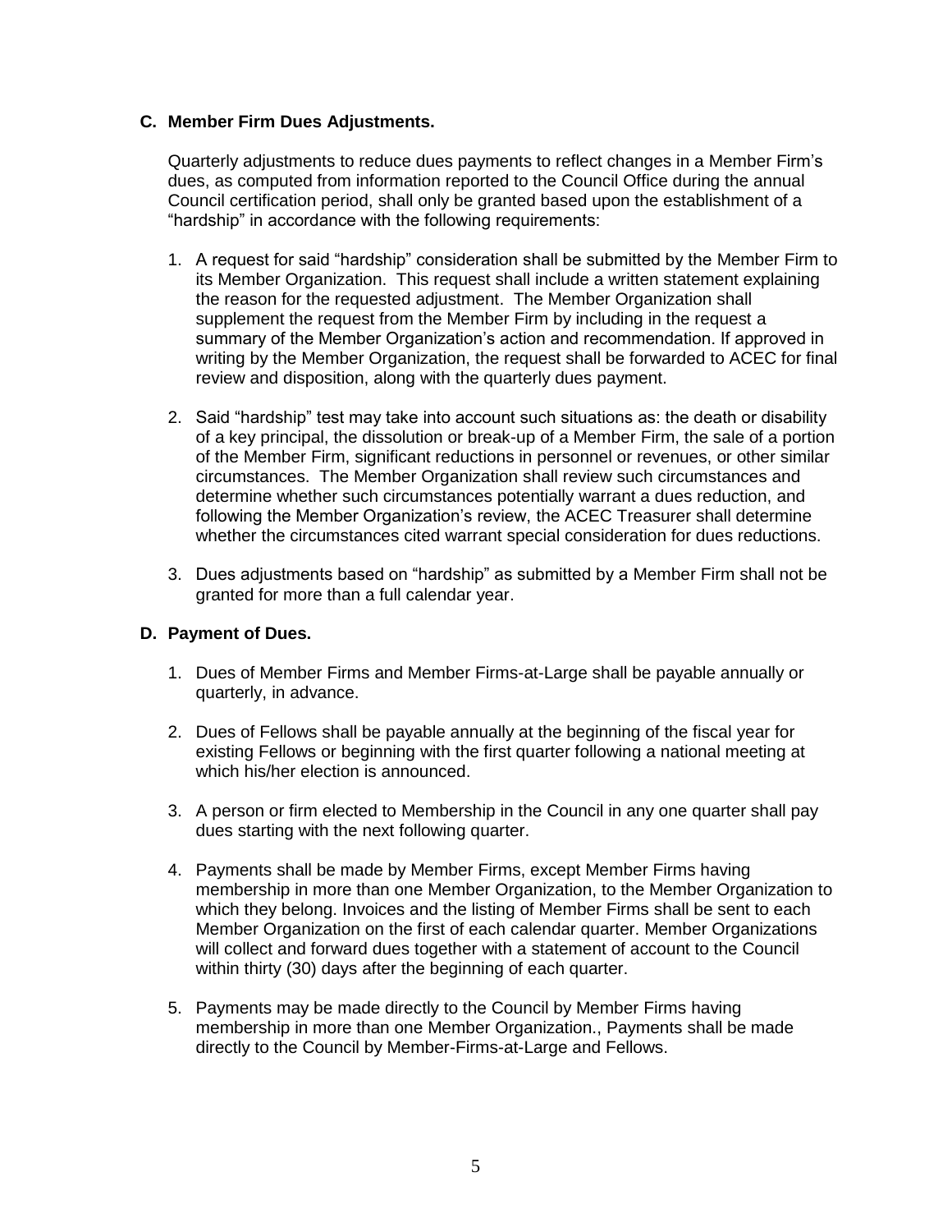### C. Member Firm Dues Adjustments.

Quarterly adjustments to reduce dues payments to reflect changes in a Member Firm's dues, as computed from information reported to the Council Office during the annual Council certification period, shall only be granted based upon the establishment of a "hardship" in accordance with the following requirements:

1. A request for said "hardship" consideration shall be submitted by the Member Firm to its Member Organization. This request shall include a written statement explaining the reason for the requested adjustment. The Member Organization shall supplement the request from the Member Firm by including in the request a summary of the Member Organization's action and recommendation. If approved in writing by the Member Organization, the request shall be forwarded to ACEC for final review and disposition, along with the quarterly dues payment.

2. Said "hardship" test may take into account such situations as: the death or disability of a key principal, the dissolution or break-up of a Member Firm, the sale of a portion of the Member Firm, significant reductions in personnel or revenues, or other similar circumstances. The Member Organization shall review such circumstances and determine whether such circumstances potentially warrant a dues reduction, and following the Member Organization's review, the ACEC Treasurer shall determine whether the circumstances cited warrant special consideration for dues reductions.

3. Dues adjustments based on "hardship" as submitted by a Member Firm shall not be granted for more than a full calendar year.

### D. Payment of Dues.

1. Dues of Member Firms and Member Firms-at-Large shall be payable annually or quarterly, in advance.

2. Dues of Fellows shall be payable annually at the beginning of the fiscal year for existing Fellows or beginning with the first quarter following a national meeting at which his/her election is announced.

3. A person or firm elected to Membership in the Council in any one quarter shall pay dues starting with the next following quarter.

4. Payments shall be made by Member Firms, except Member Firms having membership in more than one Member Organization, to the Member Organization to which they belong. Invoices and the listing of Member Firms shall be sent to each Member Organization on the first of each calendar quarter. Member Organizations will collect and forward dues together with a statement of account to the Council within thirty (30) days after the beginning of each quarter.

5. Payments may be made directly to the Council by Member Firms having membership in more than one Member Organization., Payments shall be made directly to the Council by Member-Firms-at-Large and Fellows.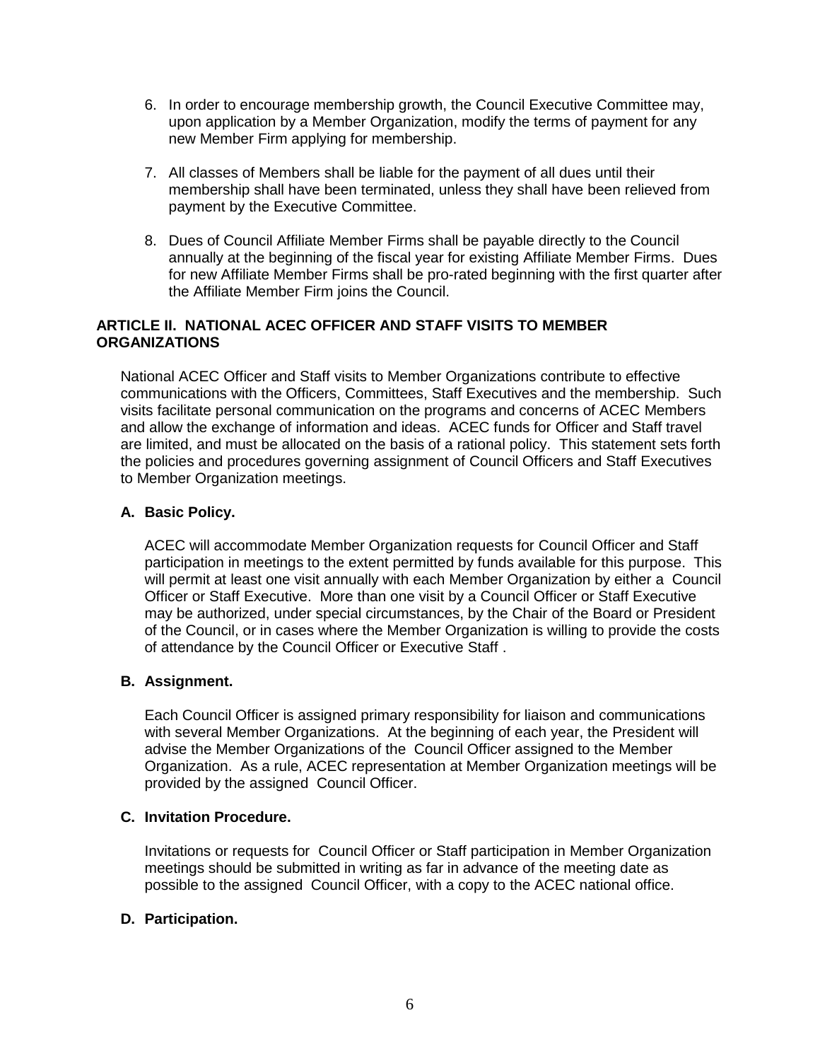6. In order to encourage membership growth, the Council Executive Committee may, upon application by a Member Organization, modify the terms of payment for any new Member Firm applying for membership.

7. All classes of Members shall be liable for the payment of all dues until their membership shall have been terminated, unless they shall have been relieved from payment by the Executive Committee.

8. Dues of Council Affiliate Member Firms shall be payable directly to the Council annually at the beginning of the fiscal year for existing Affiliate Member Firms. Dues for new Affiliate Member Firms shall be pro-rated beginning with the first quarter after the Affiliate Member Firm joins the Council.

## ARTICLE II. NATIONAL ACEC OFFICER AND STAFF VISITS TO MEMBER ORGANIZATIONS

National ACEC Officer and Staff visits to Member Organizations contribute to effective communications with the Officers, Committees, Staff Executives and the membership. Such visits facilitate personal communication on the programs and concerns of ACEC Members and allow the exchange of information and ideas. ACEC funds for Officer and Staff travel are limited, and must be allocated on the basis of a rational policy. This statement sets forth the policies and procedures governing assignment of Council Officers and Staff Executives to Member Organization meetings.

### A. Basic Policy.

ACEC will accommodate Member Organization requests for Council Officer and Staff participation in meetings to the extent permitted by funds available for this purpose. This will permit at least one visit annually with each Member Organization by either a Council Officer or Staff Executive. More than one visit by a Council Officer or Staff Executive may be authorized, under special circumstances, by the Chair of the Board or President of the Council, or in cases where the Member Organization is willing to provide the costs of attendance by the Council Officer or Executive Staff .

### B. Assignment.

Each Council Officer is assigned primary responsibility for liaison and communications with several Member Organizations. At the beginning of each year, the President will advise the Member Organizations of the Council Officer assigned to the Member Organization. As a rule, ACEC representation at Member Organization meetings will be provided by the assigned Council Officer.

### C. Invitation Procedure.

Invitations or requests for Council Officer or Staff participation in Member Organization meetings should be submitted in writing as far in advance of the meeting date as possible to the assigned Council Officer, with a copy to the ACEC national office.

### D. Participation.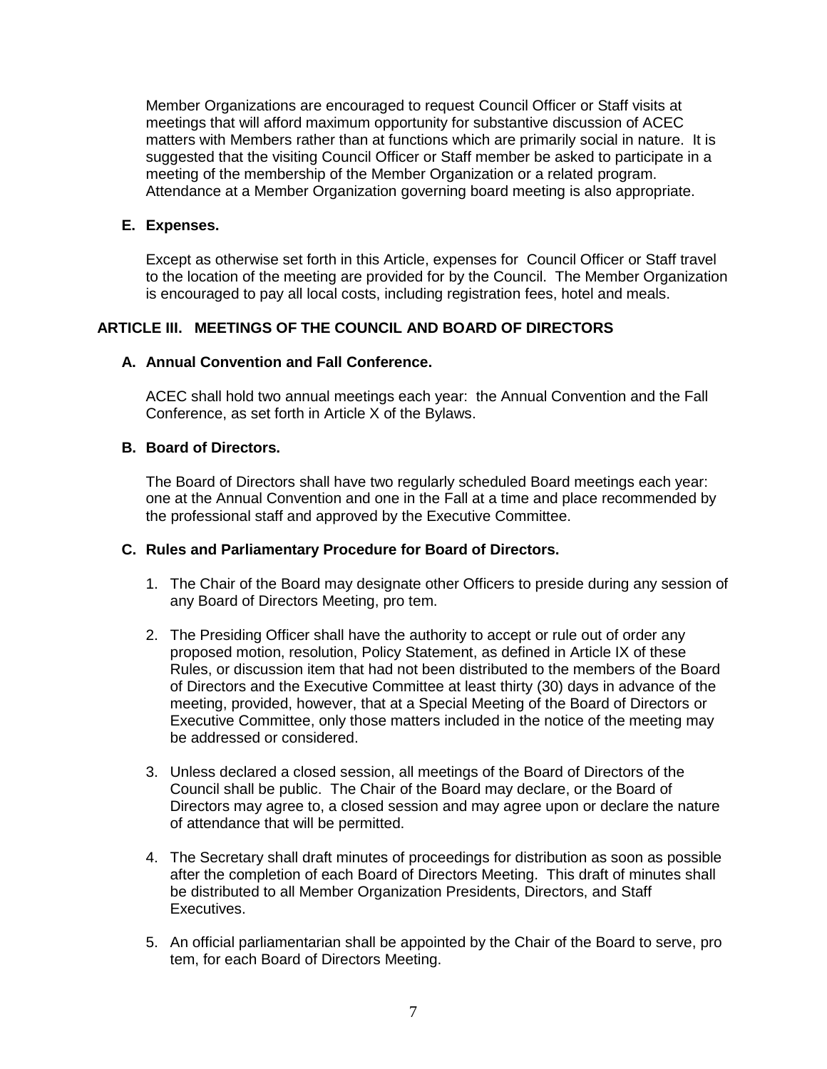Member Organizations are encouraged to request Council Officer or Staff visits at meetings that will afford maximum opportunity for substantive discussion of ACEC matters with Members rather than at functions which are primarily social in nature. It is suggested that the visiting Council Officer or Staff member be asked to participate in a meeting of the membership of the Member Organization or a related program. Attendance at a Member Organization governing board meeting is also appropriate.

**E. Expenses.**

Except as otherwise set forth in this Article, expenses for Council Officer or Staff travel to the location of the meeting are provided for by the Council. The Member Organization is encouraged to pay all local costs, including registration fees, hotel and meals.

## ARTICLE III. MEETINGS OF THE COUNCIL AND BOARD OF DIRECTORS

**A. Annual Convention and Fall Conference.**

ACEC shall hold two annual meetings each year: the Annual Convention and the Fall Conference, as set forth in Article X of the Bylaws.

**B. Board of Directors.**

The Board of Directors shall have two regularly scheduled Board meetings each year: one at the Annual Convention and one in the Fall at a time and place recommended by the professional staff and approved by the Executive Committee.

**C. Rules and Parliamentary Procedure for Board of Directors.**

1. The Chair of the Board may designate other Officers to preside during any session of any Board of Directors Meeting, pro tem.
2. The Presiding Officer shall have the authority to accept or rule out of order any proposed motion, resolution, Policy Statement, as defined in Article IX of these Rules, or discussion item that had not been distributed to the members of the Board of Directors and the Executive Committee at least thirty (30) days in advance of the meeting, provided, however, that at a Special Meeting of the Board of Directors or Executive Committee, only those matters included in the notice of the meeting may be addressed or considered.
3. Unless declared a closed session, all meetings of the Board of Directors of the Council shall be public. The Chair of the Board may declare, or the Board of Directors may agree to, a closed session and may agree upon or declare the nature of attendance that will be permitted.
4. The Secretary shall draft minutes of proceedings for distribution as soon as possible after the completion of each Board of Directors Meeting. This draft of minutes shall be distributed to all Member Organization Presidents, Directors, and Staff Executives.
5. An official parliamentarian shall be appointed by the Chair of the Board to serve, pro tem, for each Board of Directors Meeting.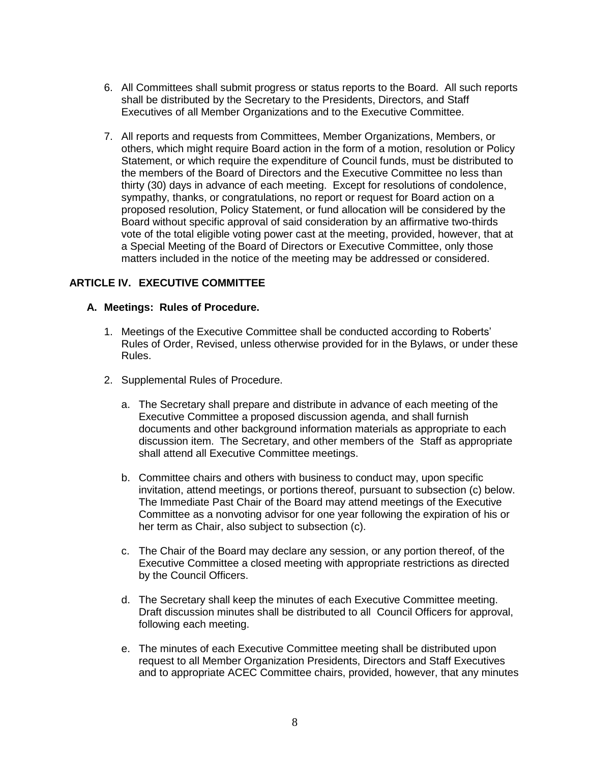6. All Committees shall submit progress or status reports to the Board. All such reports shall be distributed by the Secretary to the Presidents, Directors, and Staff Executives of all Member Organizations and to the Executive Committee.

7. All reports and requests from Committees, Member Organizations, Members, or others, which might require Board action in the form of a motion, resolution or Policy Statement, or which require the expenditure of Council funds, must be distributed to the members of the Board of Directors and the Executive Committee no less than thirty (30) days in advance of each meeting. Except for resolutions of condolence, sympathy, thanks, or congratulations, no report or request for Board action on a proposed resolution, Policy Statement, or fund allocation will be considered by the Board without specific approval of said consideration by an affirmative two-thirds vote of the total eligible voting power cast at the meeting, provided, however, that at a Special Meeting of the Board of Directors or Executive Committee, only those matters included in the notice of the meeting may be addressed or considered.

## ARTICLE IV. EXECUTIVE COMMITTEE

### A. Meetings: Rules of Procedure.

1. Meetings of the Executive Committee shall be conducted according to Roberts' Rules of Order, Revised, unless otherwise provided for in the Bylaws, or under these Rules.

2. Supplemental Rules of Procedure.

   a. The Secretary shall prepare and distribute in advance of each meeting of the Executive Committee a proposed discussion agenda, and shall furnish documents and other background information materials as appropriate to each discussion item. The Secretary, and other members of the Staff as appropriate shall attend all Executive Committee meetings.

   b. Committee chairs and others with business to conduct may, upon specific invitation, attend meetings, or portions thereof, pursuant to subsection (c) below. The Immediate Past Chair of the Board may attend meetings of the Executive Committee as a nonvoting advisor for one year following the expiration of his or her term as Chair, also subject to subsection (c).

   c. The Chair of the Board may declare any session, or any portion thereof, of the Executive Committee a closed meeting with appropriate restrictions as directed by the Council Officers.

   d. The Secretary shall keep the minutes of each Executive Committee meeting. Draft discussion minutes shall be distributed to all Council Officers for approval, following each meeting.

   e. The minutes of each Executive Committee meeting shall be distributed upon request to all Member Organization Presidents, Directors and Staff Executives and to appropriate ACEC Committee chairs, provided, however, that any minutes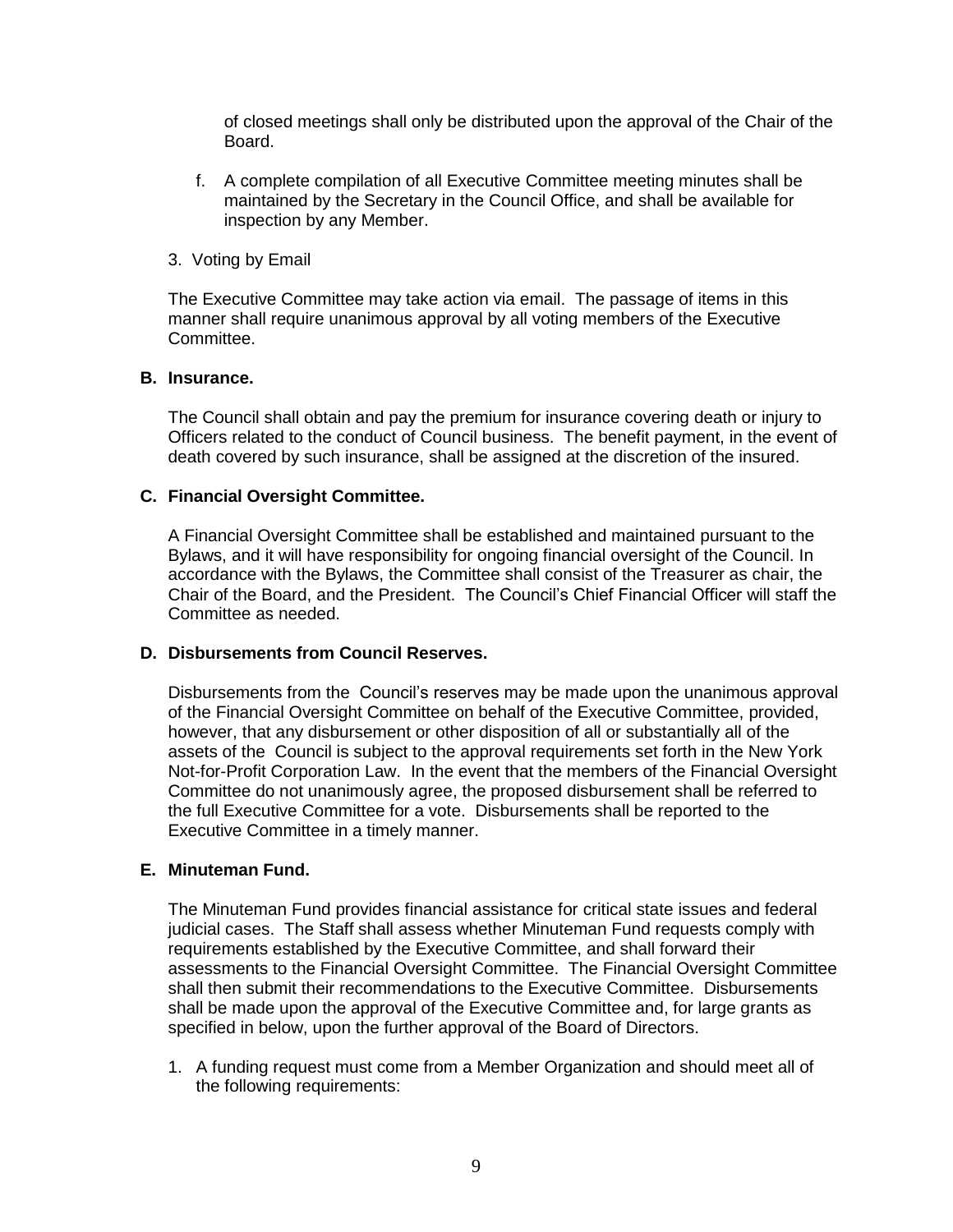of closed meetings shall only be distributed upon the approval of the Chair of the Board.

f. A complete compilation of all Executive Committee meeting minutes shall be maintained by the Secretary in the Council Office, and shall be available for inspection by any Member.

3. Voting by Email

The Executive Committee may take action via email. The passage of items in this manner shall require unanimous approval by all voting members of the Executive Committee.

**B. Insurance.**

The Council shall obtain and pay the premium for insurance covering death or injury to Officers related to the conduct of Council business. The benefit payment, in the event of death covered by such insurance, shall be assigned at the discretion of the insured.

**C. Financial Oversight Committee.**

A Financial Oversight Committee shall be established and maintained pursuant to the Bylaws, and it will have responsibility for ongoing financial oversight of the Council. In accordance with the Bylaws, the Committee shall consist of the Treasurer as chair, the Chair of the Board, and the President. The Council's Chief Financial Officer will staff the Committee as needed.

**D. Disbursements from Council Reserves.**

Disbursements from the Council's reserves may be made upon the unanimous approval of the Financial Oversight Committee on behalf of the Executive Committee, provided, however, that any disbursement or other disposition of all or substantially all of the assets of the Council is subject to the approval requirements set forth in the New York Not-for-Profit Corporation Law. In the event that the members of the Financial Oversight Committee do not unanimously agree, the proposed disbursement shall be referred to the full Executive Committee for a vote. Disbursements shall be reported to the Executive Committee in a timely manner.

**E. Minuteman Fund.**

The Minuteman Fund provides financial assistance for critical state issues and federal judicial cases. The Staff shall assess whether Minuteman Fund requests comply with requirements established by the Executive Committee, and shall forward their assessments to the Financial Oversight Committee. The Financial Oversight Committee shall then submit their recommendations to the Executive Committee. Disbursements shall be made upon the approval of the Executive Committee and, for large grants as specified in below, upon the further approval of the Board of Directors.

1. A funding request must come from a Member Organization and should meet all of the following requirements: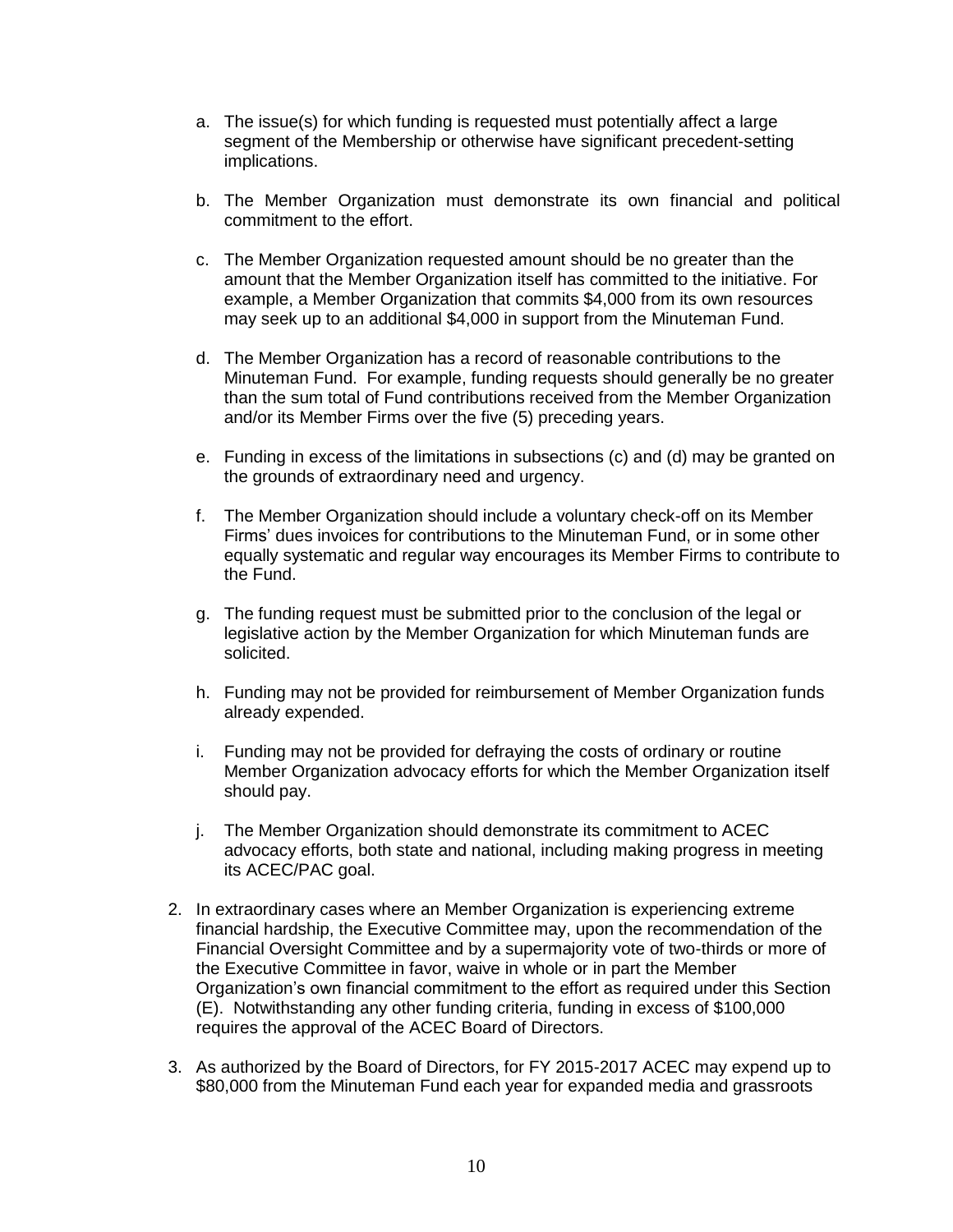a. The issue(s) for which funding is requested must potentially affect a large segment of the Membership or otherwise have significant precedent-setting implications.

b. The Member Organization must demonstrate its own financial and political commitment to the effort.

c. The Member Organization requested amount should be no greater than the amount that the Member Organization itself has committed to the initiative. For example, a Member Organization that commits $4,000 from its own resources may seek up to an additional $4,000 in support from the Minuteman Fund.

d. The Member Organization has a record of reasonable contributions to the Minuteman Fund. For example, funding requests should generally be no greater than the sum total of Fund contributions received from the Member Organization and/or its Member Firms over the five (5) preceding years.

e. Funding in excess of the limitations in subsections (c) and (d) may be granted on the grounds of extraordinary need and urgency.

f. The Member Organization should include a voluntary check-off on its Member Firms' dues invoices for contributions to the Minuteman Fund, or in some other equally systematic and regular way encourages its Member Firms to contribute to the Fund.

g. The funding request must be submitted prior to the conclusion of the legal or legislative action by the Member Organization for which Minuteman funds are solicited.

h. Funding may not be provided for reimbursement of Member Organization funds already expended.

i. Funding may not be provided for defraying the costs of ordinary or routine Member Organization advocacy efforts for which the Member Organization itself should pay.

j. The Member Organization should demonstrate its commitment to ACEC advocacy efforts, both state and national, including making progress in meeting its ACEC/PAC goal.

2. In extraordinary cases where an Member Organization is experiencing extreme financial hardship, the Executive Committee may, upon the recommendation of the Financial Oversight Committee and by a supermajority vote of two-thirds or more of the Executive Committee in favor, waive in whole or in part the Member Organization's own financial commitment to the effort as required under this Section (E). Notwithstanding any other funding criteria, funding in excess of $100,000 requires the approval of the ACEC Board of Directors.

3. As authorized by the Board of Directors, for FY 2015-2017 ACEC may expend up to $80,000 from the Minuteman Fund each year for expanded media and grassroots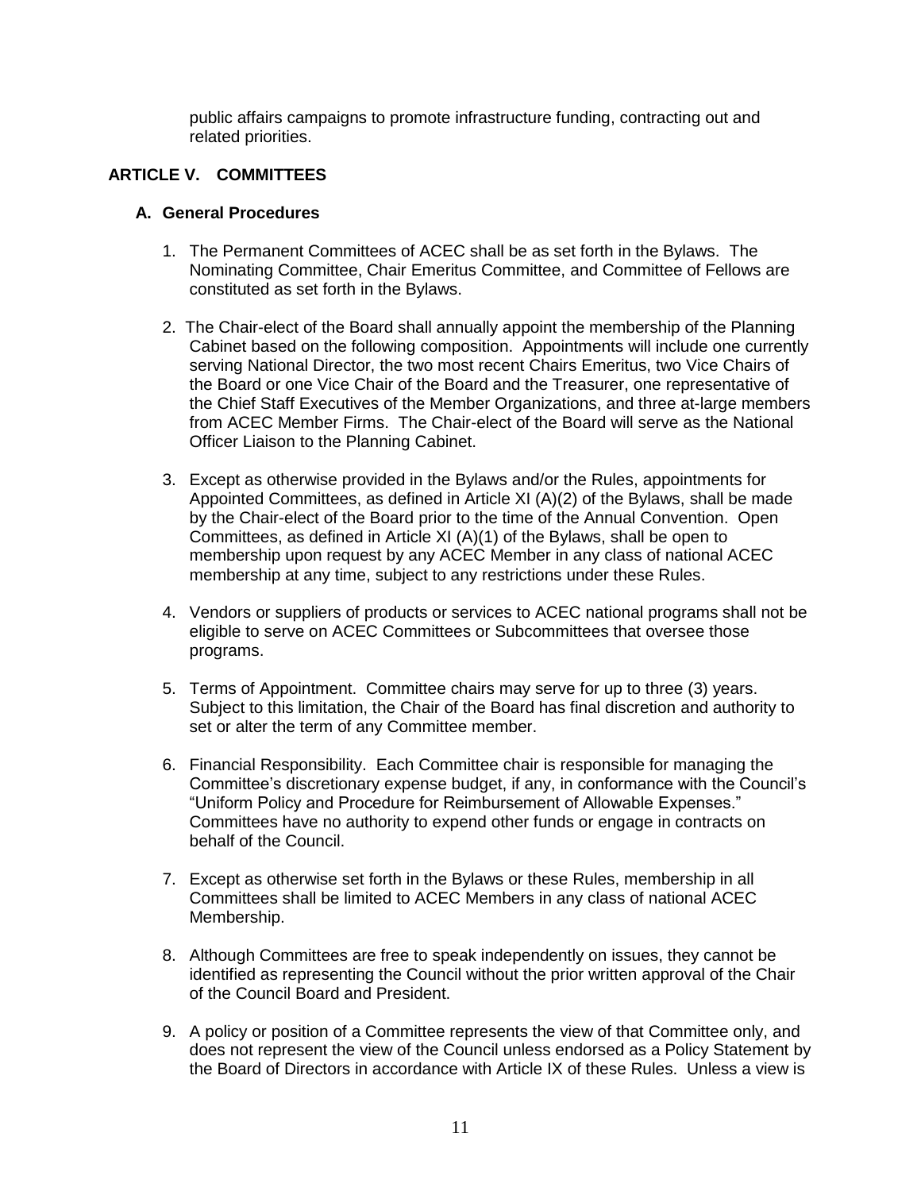public affairs campaigns to promote infrastructure funding, contracting out and related priorities.

## ARTICLE V. COMMITTEES

### A. General Procedures

1. The Permanent Committees of ACEC shall be as set forth in the Bylaws. The Nominating Committee, Chair Emeritus Committee, and Committee of Fellows are constituted as set forth in the Bylaws.

2. The Chair-elect of the Board shall annually appoint the membership of the Planning Cabinet based on the following composition. Appointments will include one currently serving National Director, the two most recent Chairs Emeritus, two Vice Chairs of the Board or one Vice Chair of the Board and the Treasurer, one representative of the Chief Staff Executives of the Member Organizations, and three at-large members from ACEC Member Firms. The Chair-elect of the Board will serve as the National Officer Liaison to the Planning Cabinet.

3. Except as otherwise provided in the Bylaws and/or the Rules, appointments for Appointed Committees, as defined in Article XI (A)(2) of the Bylaws, shall be made by the Chair-elect of the Board prior to the time of the Annual Convention. Open Committees, as defined in Article XI (A)(1) of the Bylaws, shall be open to membership upon request by any ACEC Member in any class of national ACEC membership at any time, subject to any restrictions under these Rules.

4. Vendors or suppliers of products or services to ACEC national programs shall not be eligible to serve on ACEC Committees or Subcommittees that oversee those programs.

5. Terms of Appointment. Committee chairs may serve for up to three (3) years. Subject to this limitation, the Chair of the Board has final discretion and authority to set or alter the term of any Committee member.

6. Financial Responsibility. Each Committee chair is responsible for managing the Committee's discretionary expense budget, if any, in conformance with the Council's "Uniform Policy and Procedure for Reimbursement of Allowable Expenses." Committees have no authority to expend other funds or engage in contracts on behalf of the Council.

7. Except as otherwise set forth in the Bylaws or these Rules, membership in all Committees shall be limited to ACEC Members in any class of national ACEC Membership.

8. Although Committees are free to speak independently on issues, they cannot be identified as representing the Council without the prior written approval of the Chair of the Council Board and President.

9. A policy or position of a Committee represents the view of that Committee only, and does not represent the view of the Council unless endorsed as a Policy Statement by the Board of Directors in accordance with Article IX of these Rules. Unless a view is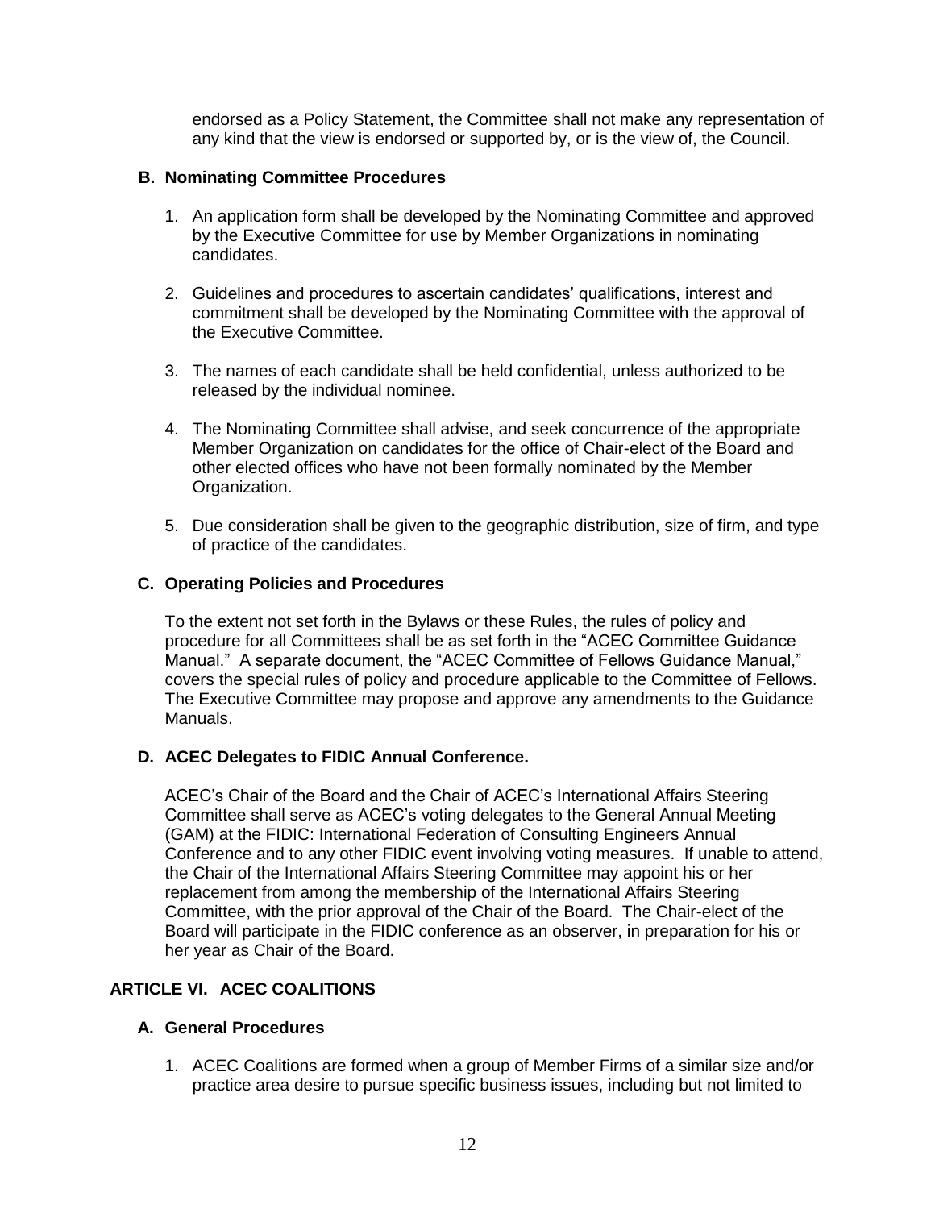endorsed as a Policy Statement, the Committee shall not make any representation of any kind that the view is endorsed or supported by, or is the view of, the Council.

### B. Nominating Committee Procedures

1. An application form shall be developed by the Nominating Committee and approved by the Executive Committee for use by Member Organizations in nominating candidates.

2. Guidelines and procedures to ascertain candidates' qualifications, interest and commitment shall be developed by the Nominating Committee with the approval of the Executive Committee.

3. The names of each candidate shall be held confidential, unless authorized to be released by the individual nominee.

4. The Nominating Committee shall advise, and seek concurrence of the appropriate Member Organization on candidates for the office of Chair-elect of the Board and other elected offices who have not been formally nominated by the Member Organization.

5. Due consideration shall be given to the geographic distribution, size of firm, and type of practice of the candidates.

### C. Operating Policies and Procedures

To the extent not set forth in the Bylaws or these Rules, the rules of policy and procedure for all Committees shall be as set forth in the "ACEC Committee Guidance Manual." A separate document, the "ACEC Committee of Fellows Guidance Manual," covers the special rules of policy and procedure applicable to the Committee of Fellows. The Executive Committee may propose and approve any amendments to the Guidance Manuals.

### D. ACEC Delegates to FIDIC Annual Conference.

ACEC's Chair of the Board and the Chair of ACEC's International Affairs Steering Committee shall serve as ACEC's voting delegates to the General Annual Meeting (GAM) at the FIDIC: International Federation of Consulting Engineers Annual Conference and to any other FIDIC event involving voting measures. If unable to attend, the Chair of the International Affairs Steering Committee may appoint his or her replacement from among the membership of the International Affairs Steering Committee, with the prior approval of the Chair of the Board. The Chair-elect of the Board will participate in the FIDIC conference as an observer, in preparation for his or her year as Chair of the Board.

## ARTICLE VI. ACEC COALITIONS

### A. General Procedures

1. ACEC Coalitions are formed when a group of Member Firms of a similar size and/or practice area desire to pursue specific business issues, including but not limited to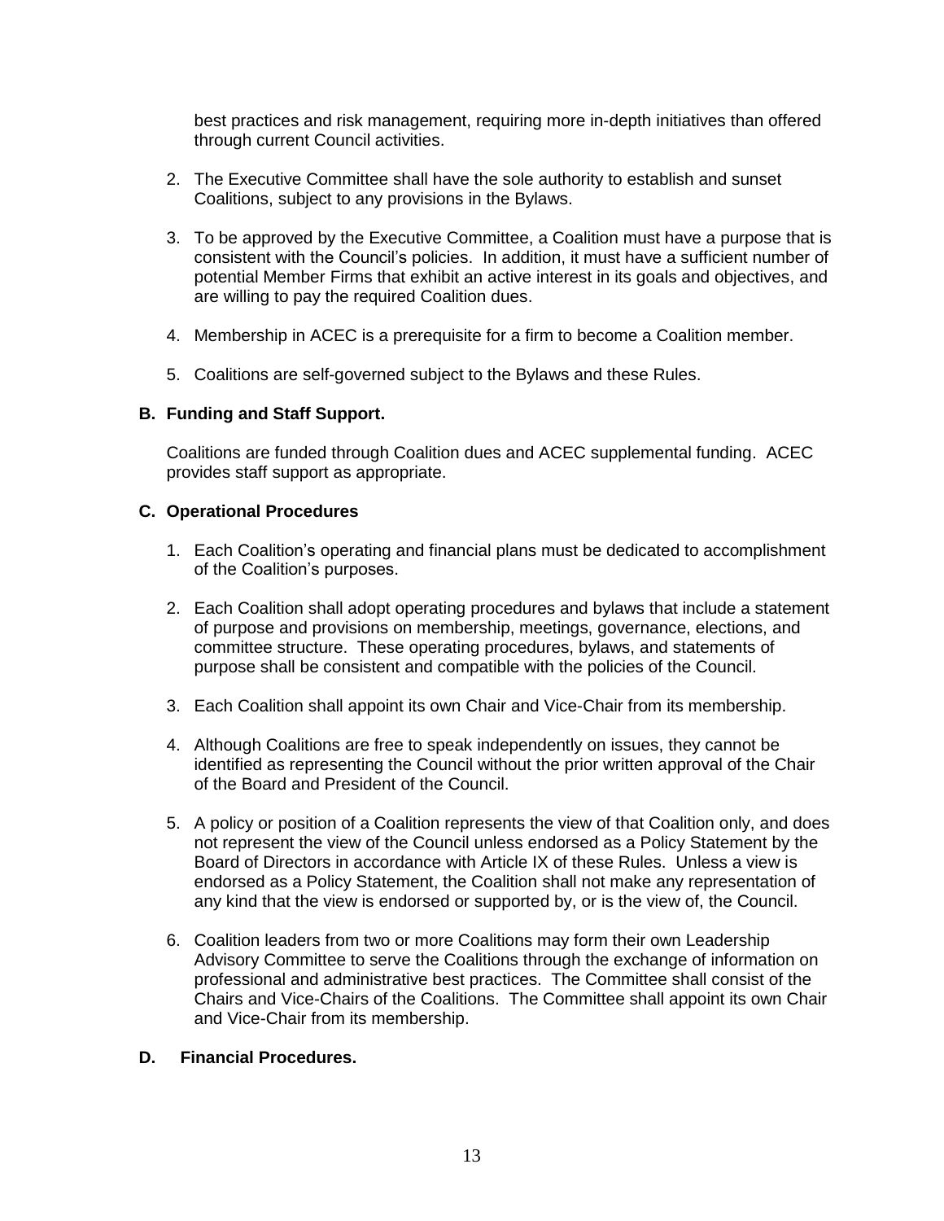best practices and risk management, requiring more in-depth initiatives than offered through current Council activities.

2. The Executive Committee shall have the sole authority to establish and sunset Coalitions, subject to any provisions in the Bylaws.

3. To be approved by the Executive Committee, a Coalition must have a purpose that is consistent with the Council's policies. In addition, it must have a sufficient number of potential Member Firms that exhibit an active interest in its goals and objectives, and are willing to pay the required Coalition dues.

4. Membership in ACEC is a prerequisite for a firm to become a Coalition member.

5. Coalitions are self-governed subject to the Bylaws and these Rules.

### B. Funding and Staff Support.

Coalitions are funded through Coalition dues and ACEC supplemental funding. ACEC provides staff support as appropriate.

### C. Operational Procedures

1. Each Coalition's operating and financial plans must be dedicated to accomplishment of the Coalition's purposes.

2. Each Coalition shall adopt operating procedures and bylaws that include a statement of purpose and provisions on membership, meetings, governance, elections, and committee structure. These operating procedures, bylaws, and statements of purpose shall be consistent and compatible with the policies of the Council.

3. Each Coalition shall appoint its own Chair and Vice-Chair from its membership.

4. Although Coalitions are free to speak independently on issues, they cannot be identified as representing the Council without the prior written approval of the Chair of the Board and President of the Council.

5. A policy or position of a Coalition represents the view of that Coalition only, and does not represent the view of the Council unless endorsed as a Policy Statement by the Board of Directors in accordance with Article IX of these Rules. Unless a view is endorsed as a Policy Statement, the Coalition shall not make any representation of any kind that the view is endorsed or supported by, or is the view of, the Council.

6. Coalition leaders from two or more Coalitions may form their own Leadership Advisory Committee to serve the Coalitions through the exchange of information on professional and administrative best practices. The Committee shall consist of the Chairs and Vice-Chairs of the Coalitions. The Committee shall appoint its own Chair and Vice-Chair from its membership.

### D. Financial Procedures.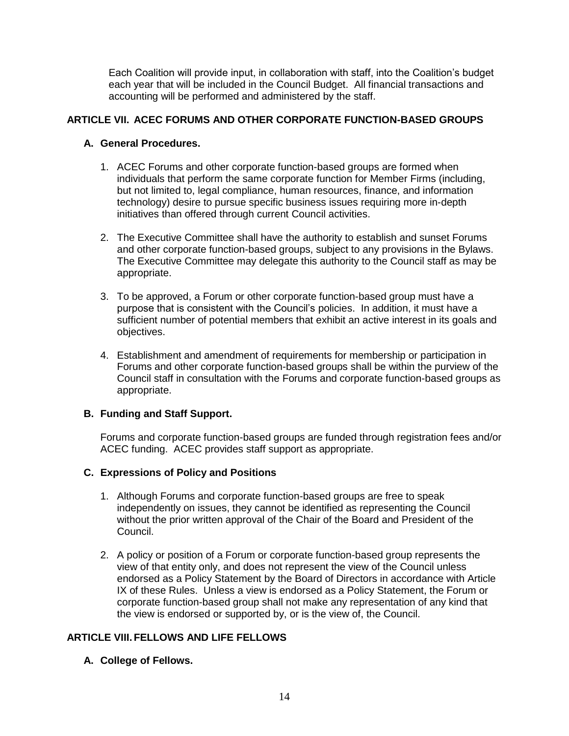Each Coalition will provide input, in collaboration with staff, into the Coalition's budget each year that will be included in the Council Budget. All financial transactions and accounting will be performed and administered by the staff.

## ARTICLE VII. ACEC FORUMS AND OTHER CORPORATE FUNCTION-BASED GROUPS

### A. General Procedures.

1. ACEC Forums and other corporate function-based groups are formed when individuals that perform the same corporate function for Member Firms (including, but not limited to, legal compliance, human resources, finance, and information technology) desire to pursue specific business issues requiring more in-depth initiatives than offered through current Council activities.

2. The Executive Committee shall have the authority to establish and sunset Forums and other corporate function-based groups, subject to any provisions in the Bylaws. The Executive Committee may delegate this authority to the Council staff as may be appropriate.

3. To be approved, a Forum or other corporate function-based group must have a purpose that is consistent with the Council's policies. In addition, it must have a sufficient number of potential members that exhibit an active interest in its goals and objectives.

4. Establishment and amendment of requirements for membership or participation in Forums and other corporate function-based groups shall be within the purview of the Council staff in consultation with the Forums and corporate function-based groups as appropriate.

### B. Funding and Staff Support.

Forums and corporate function-based groups are funded through registration fees and/or ACEC funding. ACEC provides staff support as appropriate.

### C. Expressions of Policy and Positions

1. Although Forums and corporate function-based groups are free to speak independently on issues, they cannot be identified as representing the Council without the prior written approval of the Chair of the Board and President of the Council.

2. A policy or position of a Forum or corporate function-based group represents the view of that entity only, and does not represent the view of the Council unless endorsed as a Policy Statement by the Board of Directors in accordance with Article IX of these Rules. Unless a view is endorsed as a Policy Statement, the Forum or corporate function-based group shall not make any representation of any kind that the view is endorsed or supported by, or is the view of, the Council.

## ARTICLE VIII. FELLOWS AND LIFE FELLOWS

### A. College of Fellows.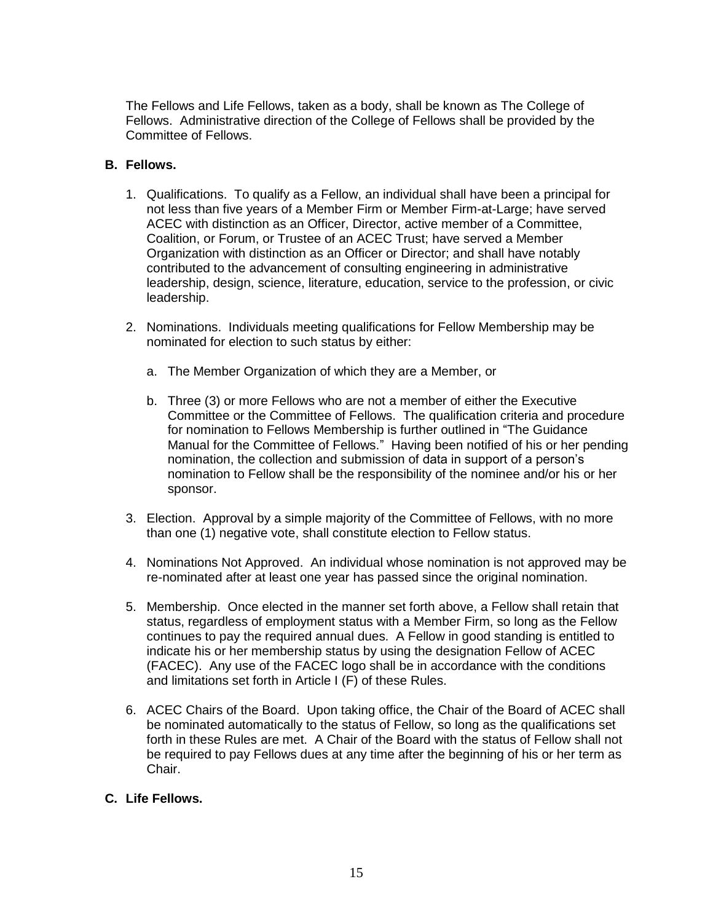The Fellows and Life Fellows, taken as a body, shall be known as The College of Fellows. Administrative direction of the College of Fellows shall be provided by the Committee of Fellows.

**B. Fellows.**

1. Qualifications. To qualify as a Fellow, an individual shall have been a principal for not less than five years of a Member Firm or Member Firm-at-Large; have served ACEC with distinction as an Officer, Director, active member of a Committee, Coalition, or Forum, or Trustee of an ACEC Trust; have served a Member Organization with distinction as an Officer or Director; and shall have notably contributed to the advancement of consulting engineering in administrative leadership, design, science, literature, education, service to the profession, or civic leadership.

2. Nominations. Individuals meeting qualifications for Fellow Membership may be nominated for election to such status by either:

   a. The Member Organization of which they are a Member, or

   b. Three (3) or more Fellows who are not a member of either the Executive Committee or the Committee of Fellows. The qualification criteria and procedure for nomination to Fellows Membership is further outlined in "The Guidance Manual for the Committee of Fellows." Having been notified of his or her pending nomination, the collection and submission of data in support of a person's nomination to Fellow shall be the responsibility of the nominee and/or his or her sponsor.

3. Election. Approval by a simple majority of the Committee of Fellows, with no more than one (1) negative vote, shall constitute election to Fellow status.

4. Nominations Not Approved. An individual whose nomination is not approved may be re-nominated after at least one year has passed since the original nomination.

5. Membership. Once elected in the manner set forth above, a Fellow shall retain that status, regardless of employment status with a Member Firm, so long as the Fellow continues to pay the required annual dues. A Fellow in good standing is entitled to indicate his or her membership status by using the designation Fellow of ACEC (FACEC). Any use of the FACEC logo shall be in accordance with the conditions and limitations set forth in Article I (F) of these Rules.

6. ACEC Chairs of the Board. Upon taking office, the Chair of the Board of ACEC shall be nominated automatically to the status of Fellow, so long as the qualifications set forth in these Rules are met. A Chair of the Board with the status of Fellow shall not be required to pay Fellows dues at any time after the beginning of his or her term as Chair.

**C. Life Fellows.**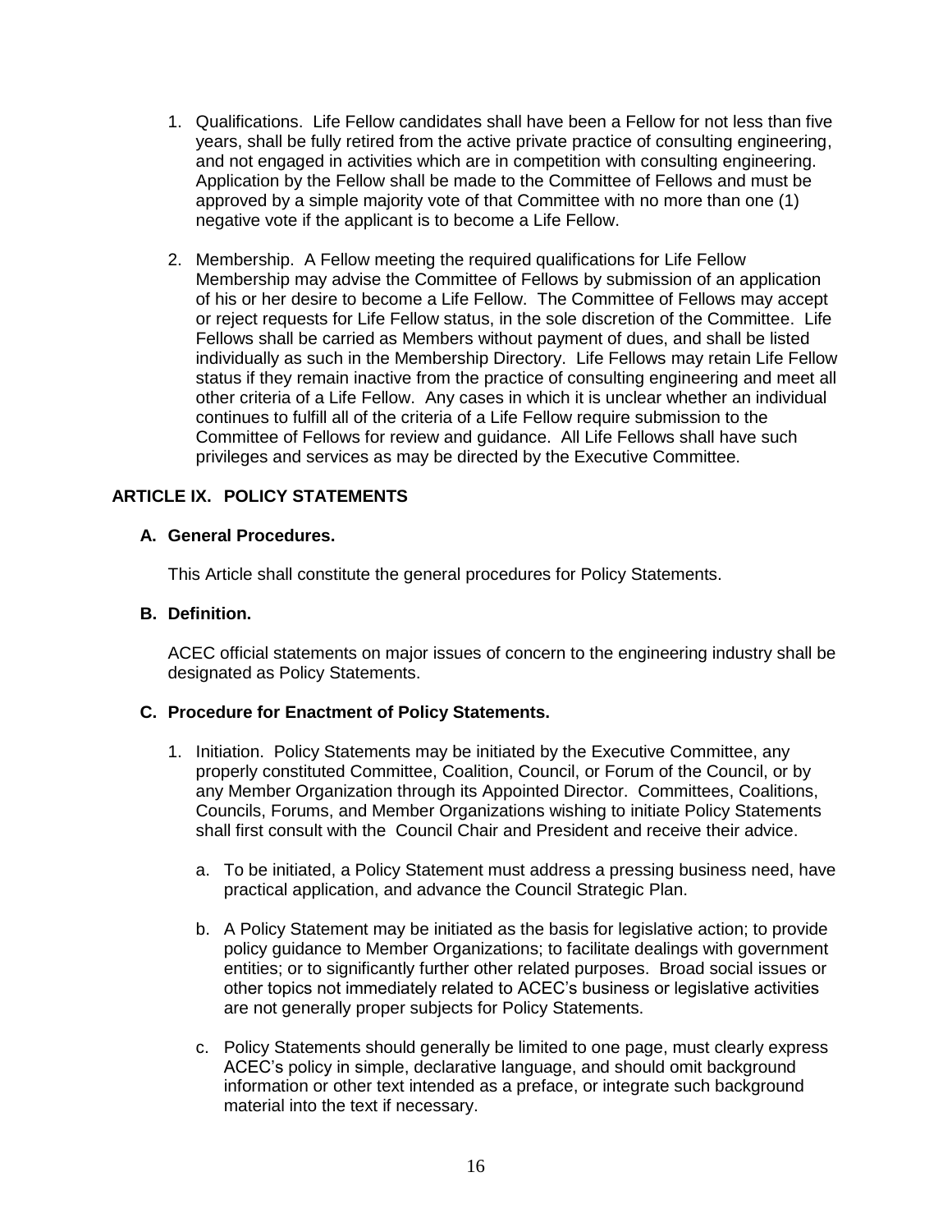1. Qualifications. Life Fellow candidates shall have been a Fellow for not less than five years, shall be fully retired from the active private practice of consulting engineering, and not engaged in activities which are in competition with consulting engineering. Application by the Fellow shall be made to the Committee of Fellows and must be approved by a simple majority vote of that Committee with no more than one (1) negative vote if the applicant is to become a Life Fellow.

2. Membership. A Fellow meeting the required qualifications for Life Fellow Membership may advise the Committee of Fellows by submission of an application of his or her desire to become a Life Fellow. The Committee of Fellows may accept or reject requests for Life Fellow status, in the sole discretion of the Committee. Life Fellows shall be carried as Members without payment of dues, and shall be listed individually as such in the Membership Directory. Life Fellows may retain Life Fellow status if they remain inactive from the practice of consulting engineering and meet all other criteria of a Life Fellow. Any cases in which it is unclear whether an individual continues to fulfill all of the criteria of a Life Fellow require submission to the Committee of Fellows for review and guidance. All Life Fellows shall have such privileges and services as may be directed by the Executive Committee.

## ARTICLE IX. POLICY STATEMENTS

### A. General Procedures.

This Article shall constitute the general procedures for Policy Statements.

### B. Definition.

ACEC official statements on major issues of concern to the engineering industry shall be designated as Policy Statements.

### C. Procedure for Enactment of Policy Statements.

1. Initiation. Policy Statements may be initiated by the Executive Committee, any properly constituted Committee, Coalition, Council, or Forum of the Council, or by any Member Organization through its Appointed Director. Committees, Coalitions, Councils, Forums, and Member Organizations wishing to initiate Policy Statements shall first consult with the Council Chair and President and receive their advice.

   a. To be initiated, a Policy Statement must address a pressing business need, have practical application, and advance the Council Strategic Plan.

   b. A Policy Statement may be initiated as the basis for legislative action; to provide policy guidance to Member Organizations; to facilitate dealings with government entities; or to significantly further other related purposes. Broad social issues or other topics not immediately related to ACEC's business or legislative activities are not generally proper subjects for Policy Statements.

   c. Policy Statements should generally be limited to one page, must clearly express ACEC's policy in simple, declarative language, and should omit background information or other text intended as a preface, or integrate such background material into the text if necessary.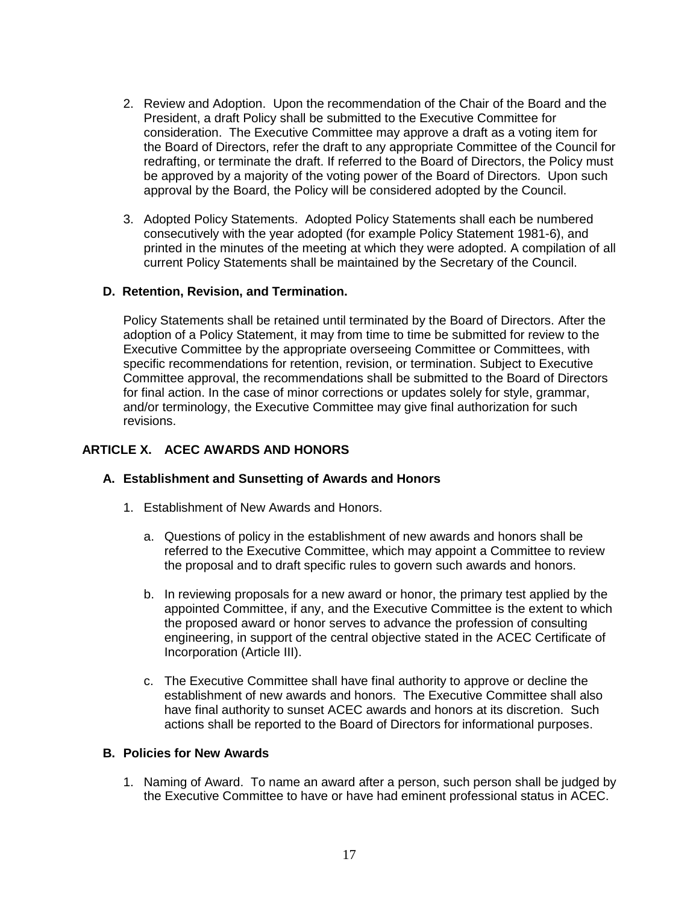2. Review and Adoption. Upon the recommendation of the Chair of the Board and the President, a draft Policy shall be submitted to the Executive Committee for consideration. The Executive Committee may approve a draft as a voting item for the Board of Directors, refer the draft to any appropriate Committee of the Council for redrafting, or terminate the draft. If referred to the Board of Directors, the Policy must be approved by a majority of the voting power of the Board of Directors. Upon such approval by the Board, the Policy will be considered adopted by the Council.

3. Adopted Policy Statements. Adopted Policy Statements shall each be numbered consecutively with the year adopted (for example Policy Statement 1981-6), and printed in the minutes of the meeting at which they were adopted. A compilation of all current Policy Statements shall be maintained by the Secretary of the Council.

### D. Retention, Revision, and Termination.

Policy Statements shall be retained until terminated by the Board of Directors. After the adoption of a Policy Statement, it may from time to time be submitted for review to the Executive Committee by the appropriate overseeing Committee or Committees, with specific recommendations for retention, revision, or termination. Subject to Executive Committee approval, the recommendations shall be submitted to the Board of Directors for final action. In the case of minor corrections or updates solely for style, grammar, and/or terminology, the Executive Committee may give final authorization for such revisions.

## ARTICLE X. ACEC AWARDS AND HONORS

### A. Establishment and Sunsetting of Awards and Honors

1. Establishment of New Awards and Honors.

   a. Questions of policy in the establishment of new awards and honors shall be referred to the Executive Committee, which may appoint a Committee to review the proposal and to draft specific rules to govern such awards and honors.

   b. In reviewing proposals for a new award or honor, the primary test applied by the appointed Committee, if any, and the Executive Committee is the extent to which the proposed award or honor serves to advance the profession of consulting engineering, in support of the central objective stated in the ACEC Certificate of Incorporation (Article III).

   c. The Executive Committee shall have final authority to approve or decline the establishment of new awards and honors. The Executive Committee shall also have final authority to sunset ACEC awards and honors at its discretion. Such actions shall be reported to the Board of Directors for informational purposes.

### B. Policies for New Awards

1. Naming of Award. To name an award after a person, such person shall be judged by the Executive Committee to have or have had eminent professional status in ACEC.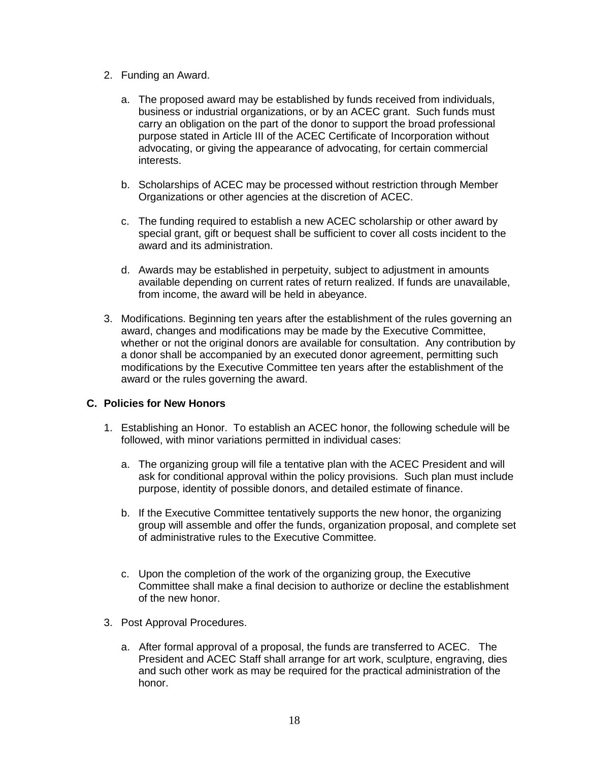2. Funding an Award.

    a. The proposed award may be established by funds received from individuals, business or industrial organizations, or by an ACEC grant. Such funds must carry an obligation on the part of the donor to support the broad professional purpose stated in Article III of the ACEC Certificate of Incorporation without advocating, or giving the appearance of advocating, for certain commercial interests.

    b. Scholarships of ACEC may be processed without restriction through Member Organizations or other agencies at the discretion of ACEC.

    c. The funding required to establish a new ACEC scholarship or other award by special grant, gift or bequest shall be sufficient to cover all costs incident to the award and its administration.

    d. Awards may be established in perpetuity, subject to adjustment in amounts available depending on current rates of return realized. If funds are unavailable, from income, the award will be held in abeyance.

3. Modifications. Beginning ten years after the establishment of the rules governing an award, changes and modifications may be made by the Executive Committee, whether or not the original donors are available for consultation. Any contribution by a donor shall be accompanied by an executed donor agreement, permitting such modifications by the Executive Committee ten years after the establishment of the award or the rules governing the award.

**C. Policies for New Honors**

1. Establishing an Honor. To establish an ACEC honor, the following schedule will be followed, with minor variations permitted in individual cases:

    a. The organizing group will file a tentative plan with the ACEC President and will ask for conditional approval within the policy provisions. Such plan must include purpose, identity of possible donors, and detailed estimate of finance.

    b. If the Executive Committee tentatively supports the new honor, the organizing group will assemble and offer the funds, organization proposal, and complete set of administrative rules to the Executive Committee.

    c. Upon the completion of the work of the organizing group, the Executive Committee shall make a final decision to authorize or decline the establishment of the new honor.

3. Post Approval Procedures.

    a. After formal approval of a proposal, the funds are transferred to ACEC. The President and ACEC Staff shall arrange for art work, sculpture, engraving, dies and such other work as may be required for the practical administration of the honor.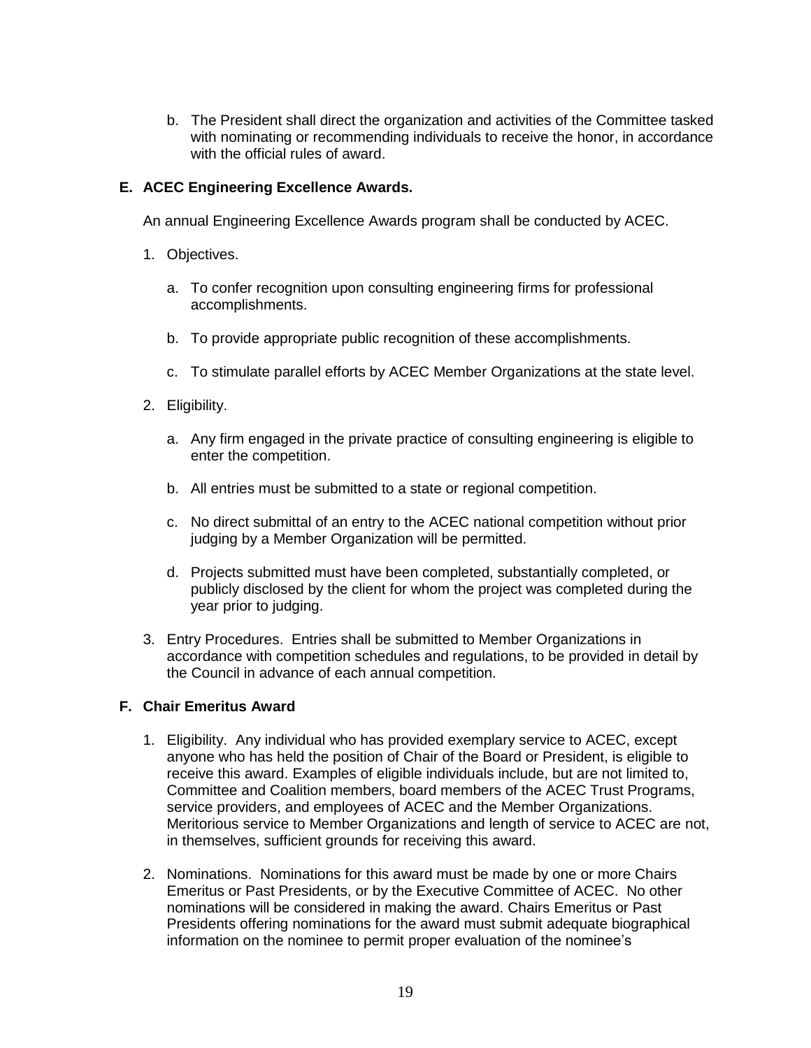b. The President shall direct the organization and activities of the Committee tasked with nominating or recommending individuals to receive the honor, in accordance with the official rules of award.

### E. ACEC Engineering Excellence Awards.

An annual Engineering Excellence Awards program shall be conducted by ACEC.

1. Objectives.

   a. To confer recognition upon consulting engineering firms for professional accomplishments.

   b. To provide appropriate public recognition of these accomplishments.

   c. To stimulate parallel efforts by ACEC Member Organizations at the state level.

2. Eligibility.

   a. Any firm engaged in the private practice of consulting engineering is eligible to enter the competition.

   b. All entries must be submitted to a state or regional competition.

   c. No direct submittal of an entry to the ACEC national competition without prior judging by a Member Organization will be permitted.

   d. Projects submitted must have been completed, substantially completed, or publicly disclosed by the client for whom the project was completed during the year prior to judging.

3. Entry Procedures. Entries shall be submitted to Member Organizations in accordance with competition schedules and regulations, to be provided in detail by the Council in advance of each annual competition.

### F. Chair Emeritus Award

1. Eligibility. Any individual who has provided exemplary service to ACEC, except anyone who has held the position of Chair of the Board or President, is eligible to receive this award. Examples of eligible individuals include, but are not limited to, Committee and Coalition members, board members of the ACEC Trust Programs, service providers, and employees of ACEC and the Member Organizations. Meritorious service to Member Organizations and length of service to ACEC are not, in themselves, sufficient grounds for receiving this award.

2. Nominations. Nominations for this award must be made by one or more Chairs Emeritus or Past Presidents, or by the Executive Committee of ACEC. No other nominations will be considered in making the award. Chairs Emeritus or Past Presidents offering nominations for the award must submit adequate biographical information on the nominee to permit proper evaluation of the nominee's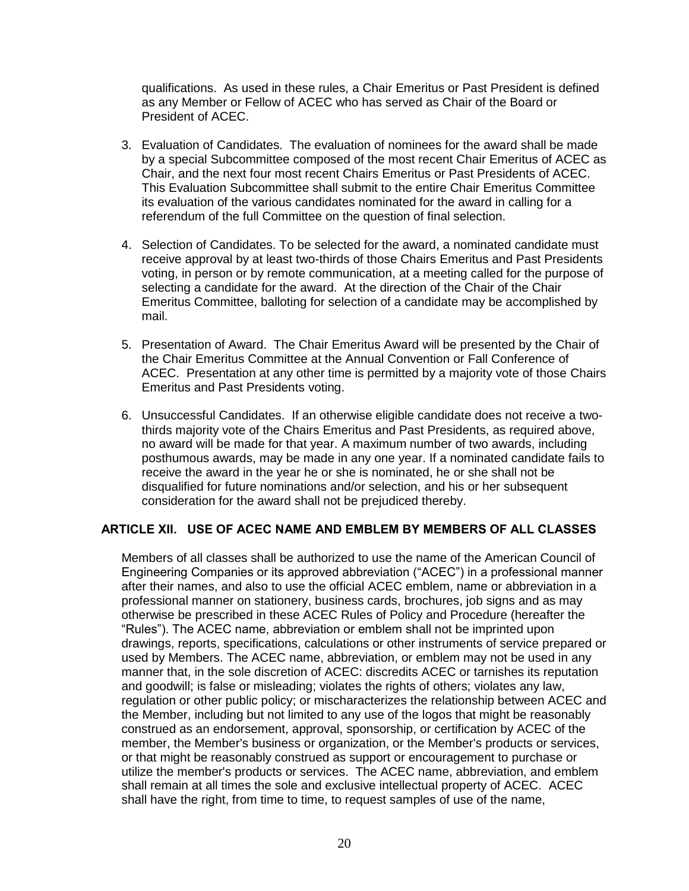qualifications. As used in these rules, a Chair Emeritus or Past President is defined as any Member or Fellow of ACEC who has served as Chair of the Board or President of ACEC.

3. Evaluation of Candidates. The evaluation of nominees for the award shall be made by a special Subcommittee composed of the most recent Chair Emeritus of ACEC as Chair, and the next four most recent Chairs Emeritus or Past Presidents of ACEC. This Evaluation Subcommittee shall submit to the entire Chair Emeritus Committee its evaluation of the various candidates nominated for the award in calling for a referendum of the full Committee on the question of final selection.

4. Selection of Candidates. To be selected for the award, a nominated candidate must receive approval by at least two-thirds of those Chairs Emeritus and Past Presidents voting, in person or by remote communication, at a meeting called for the purpose of selecting a candidate for the award. At the direction of the Chair of the Chair Emeritus Committee, balloting for selection of a candidate may be accomplished by mail.

5. Presentation of Award. The Chair Emeritus Award will be presented by the Chair of the Chair Emeritus Committee at the Annual Convention or Fall Conference of ACEC. Presentation at any other time is permitted by a majority vote of those Chairs Emeritus and Past Presidents voting.

6. Unsuccessful Candidates. If an otherwise eligible candidate does not receive a two-thirds majority vote of the Chairs Emeritus and Past Presidents, as required above, no award will be made for that year. A maximum number of two awards, including posthumous awards, may be made in any one year. If a nominated candidate fails to receive the award in the year he or she is nominated, he or she shall not be disqualified for future nominations and/or selection, and his or her subsequent consideration for the award shall not be prejudiced thereby.

## ARTICLE XII. USE OF ACEC NAME AND EMBLEM BY MEMBERS OF ALL CLASSES

Members of all classes shall be authorized to use the name of the American Council of Engineering Companies or its approved abbreviation ("ACEC") in a professional manner after their names, and also to use the official ACEC emblem, name or abbreviation in a professional manner on stationery, business cards, brochures, job signs and as may otherwise be prescribed in these ACEC Rules of Policy and Procedure (hereafter the "Rules"). The ACEC name, abbreviation or emblem shall not be imprinted upon drawings, reports, specifications, calculations or other instruments of service prepared or used by Members. The ACEC name, abbreviation, or emblem may not be used in any manner that, in the sole discretion of ACEC: discredits ACEC or tarnishes its reputation and goodwill; is false or misleading; violates the rights of others; violates any law, regulation or other public policy; or mischaracterizes the relationship between ACEC and the Member, including but not limited to any use of the logos that might be reasonably construed as an endorsement, approval, sponsorship, or certification by ACEC of the member, the Member's business or organization, or the Member's products or services, or that might be reasonably construed as support or encouragement to purchase or utilize the member's products or services. The ACEC name, abbreviation, and emblem shall remain at all times the sole and exclusive intellectual property of ACEC. ACEC shall have the right, from time to time, to request samples of use of the name,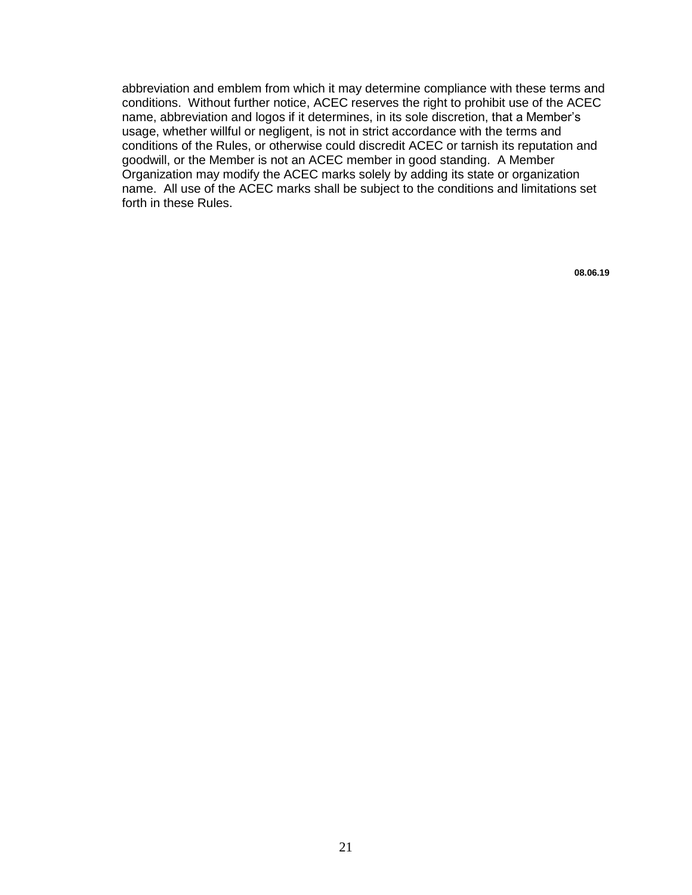abbreviation and emblem from which it may determine compliance with these terms and conditions. Without further notice, ACEC reserves the right to prohibit use of the ACEC name, abbreviation and logos if it determines, in its sole discretion, that a Member's usage, whether willful or negligent, is not in strict accordance with the terms and conditions of the Rules, or otherwise could discredit ACEC or tarnish its reputation and goodwill, or the Member is not an ACEC member in good standing. A Member Organization may modify the ACEC marks solely by adding its state or organization name. All use of the ACEC marks shall be subject to the conditions and limitations set forth in these Rules.

**08.06.19**